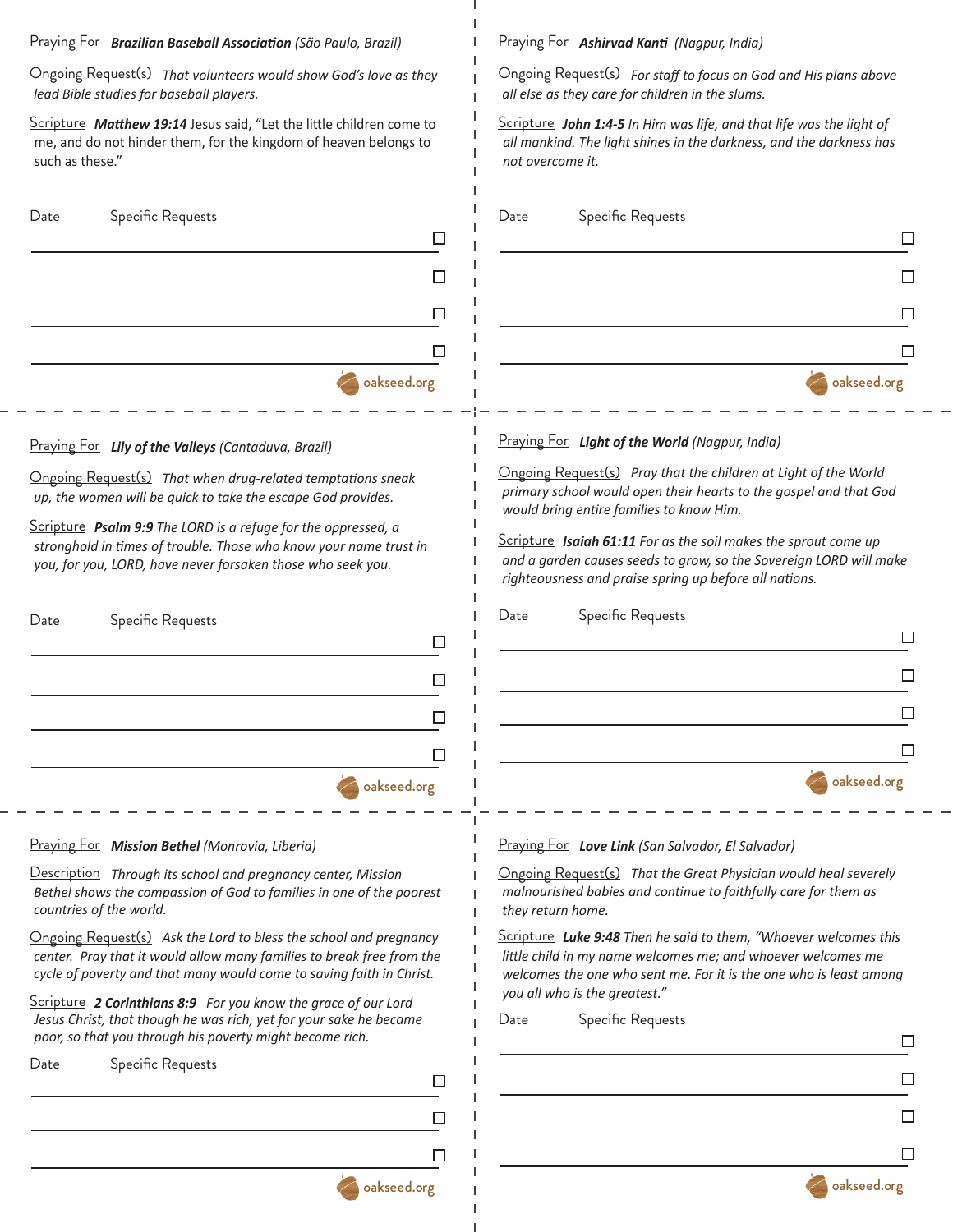Praying For **_Brazilian Baseball Association_** _(São Paulo, Brazil)_

Ongoing Request(s) _That volunteers would show God's love as they lead Bible studies for baseball players._

Scripture **_Matthew 19:14_** Jesus said, "Let the little children come to me, and do not hinder them, for the kingdom of heaven belongs to such as these."

Date Specific Requests

- [ ] 
- [ ] 
- [ ] 
- [ ] 

oakseed.org

---

Praying For **_Ashirvad Kanti_** _(Nagpur, India)_

Ongoing Request(s) _For staff to focus on God and His plans above all else as they care for children in the slums._

Scripture **_John 1:4-5_** _In Him was life, and that life was the light of all mankind. The light shines in the darkness, and the darkness has not overcome it._

Date Specific Requests

- [ ] 
- [ ] 
- [ ] 
- [ ] 

oakseed.org

---

Praying For **_Lily of the Valleys_** _(Cantaduva, Brazil)_

Ongoing Request(s) _That when drug-related temptations sneak up, the women will be quick to take the escape God provides._

Scripture **_Psalm 9:9_** _The LORD is a refuge for the oppressed, a stronghold in times of trouble. Those who know your name trust in you, for you, LORD, have never forsaken those who seek you._

Date Specific Requests

- [ ] 
- [ ] 
- [ ] 
- [ ] 

oakseed.org

---

Praying For **_Light of the World_** _(Nagpur, India)_

Ongoing Request(s) _Pray that the children at Light of the World primary school would open their hearts to the gospel and that God would bring entire families to know Him._

Scripture **_Isaiah 61:11_** _For as the soil makes the sprout come up and a garden causes seeds to grow, so the Sovereign LORD will make righteousness and praise spring up before all nations._

Date Specific Requests

- [ ] 
- [ ] 
- [ ] 
- [ ] 

oakseed.org

---

Praying For **_Mission Bethel_** _(Monrovia, Liberia)_

Description _Through its school and pregnancy center, Mission Bethel shows the compassion of God to families in one of the poorest countries of the world._

Ongoing Request(s) _Ask the Lord to bless the school and pregnancy center. Pray that it would allow many families to break free from the cycle of poverty and that many would come to saving faith in Christ._

Scripture **_2 Corinthians 8:9_** _For you know the grace of our Lord Jesus Christ, that though he was rich, yet for your sake he became poor, so that you through his poverty might become rich._

Date Specific Requests

- [ ] 
- [ ] 
- [ ] 

oakseed.org

---

Praying For **_Love Link_** _(San Salvador, El Salvador)_

Ongoing Request(s) _That the Great Physician would heal severely malnourished babies and continue to faithfully care for them as they return home._

Scripture **_Luke 9:48_** _Then he said to them, "Whoever welcomes this little child in my name welcomes me; and whoever welcomes me welcomes the one who sent me. For it is the one who is least among you all who is the greatest."_

Date Specific Requests

- [ ] 
- [ ] 
- [ ] 
- [ ] 

oakseed.org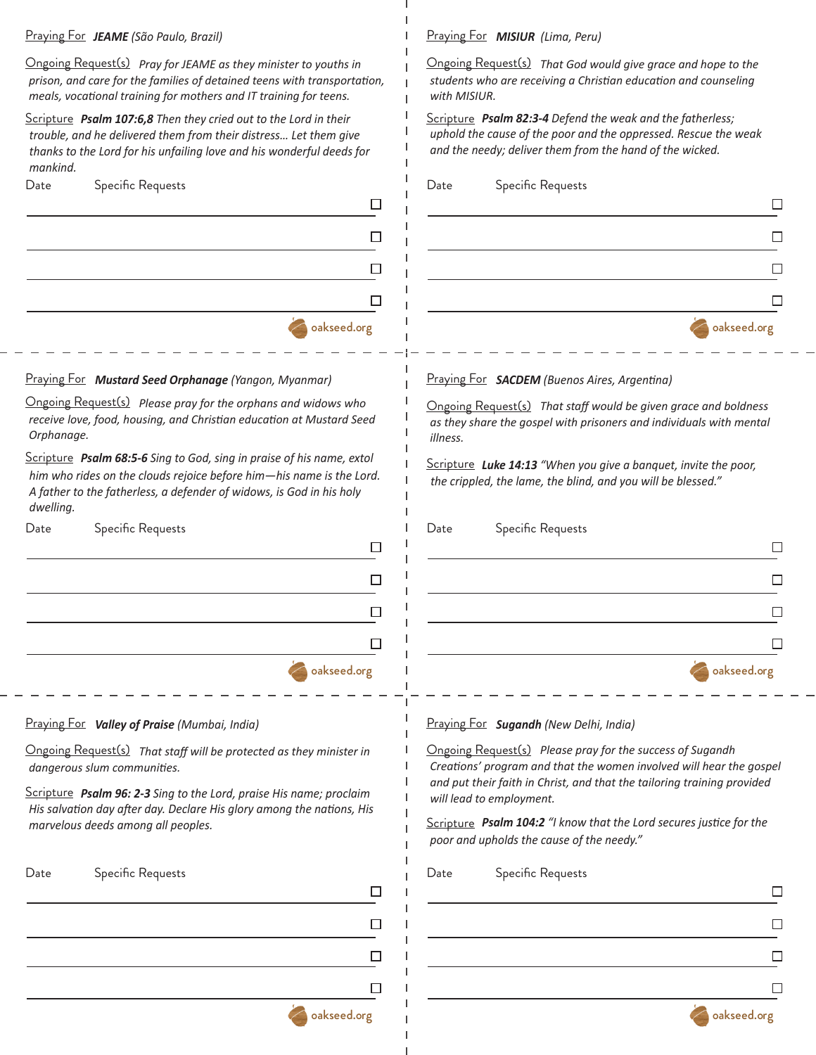Praying For **JEAME** (São Paulo, Brazil)

Ongoing Request(s) *Pray for JEAME as they minister to youths in prison, and care for the families of detained teens with transportation, meals, vocational training for mothers and IT training for teens.*

Scripture ***Psalm 107:6,8*** *Then they cried out to the Lord in their trouble, and he delivered them from their distress… Let them give thanks to the Lord for his unfailing love and his wonderful deeds for mankind.*

| Date | Specific Requests | |
|---|---|---|
| | | ☐ |
| | | ☐ |
| | | ☐ |
| | | ☐ |

oakseed.org

---

Praying For **MISIUR** (Lima, Peru)

Ongoing Request(s) *That God would give grace and hope to the students who are receiving a Christian education and counseling with MISIUR.*

Scripture ***Psalm 82:3-4*** *Defend the weak and the fatherless; uphold the cause of the poor and the oppressed. Rescue the weak and the needy; deliver them from the hand of the wicked.*

| Date | Specific Requests | |
|---|---|---|
| | | ☐ |
| | | ☐ |
| | | ☐ |
| | | ☐ |

oakseed.org

---

Praying For **Mustard Seed Orphanage** (Yangon, Myanmar)

Ongoing Request(s) *Please pray for the orphans and widows who receive love, food, housing, and Christian education at Mustard Seed Orphanage.*

Scripture ***Psalm 68:5-6*** *Sing to God, sing in praise of his name, extol him who rides on the clouds rejoice before him—his name is the Lord. A father to the fatherless, a defender of widows, is God in his holy dwelling.*

| Date | Specific Requests | |
|---|---|---|
| | | ☐ |
| | | ☐ |
| | | ☐ |
| | | ☐ |

oakseed.org

---

Praying For **SACDEM** (Buenos Aires, Argentina)

Ongoing Request(s) *That staff would be given grace and boldness as they share the gospel with prisoners and individuals with mental illness.*

Scripture ***Luke 14:13*** *"When you give a banquet, invite the poor, the crippled, the lame, the blind, and you will be blessed."*

| Date | Specific Requests | |
|---|---|---|
| | | ☐ |
| | | ☐ |
| | | ☐ |
| | | ☐ |

oakseed.org

---

Praying For **Valley of Praise** (Mumbai, India)

Ongoing Request(s) *That staff will be protected as they minister in dangerous slum communities.*

Scripture ***Psalm 96: 2-3*** *Sing to the Lord, praise His name; proclaim His salvation day after day. Declare His glory among the nations, His marvelous deeds among all peoples.*

| Date | Specific Requests | |
|---|---|---|
| | | ☐ |
| | | ☐ |
| | | ☐ |
| | | ☐ |

oakseed.org

---

Praying For **Sugandh** (New Delhi, India)

Ongoing Request(s) *Please pray for the success of Sugandh Creations' program and that the women involved will hear the gospel and put their faith in Christ, and that the tailoring training provided will lead to employment.*

Scripture ***Psalm 104:2*** *"I know that the Lord secures justice for the poor and upholds the cause of the needy."*

| Date | Specific Requests | |
|---|---|---|
| | | ☐ |
| | | ☐ |
| | | ☐ |
| | | ☐ |

oakseed.org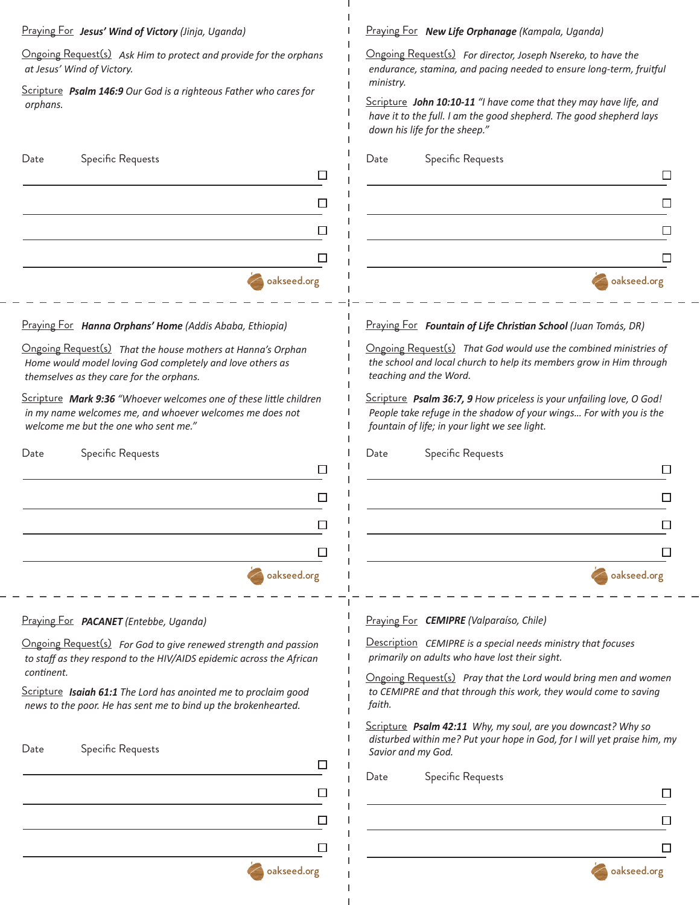Praying For **Jesus' Wind of Victory** *(Jinja, Uganda)*

Ongoing Request(s) *Ask Him to protect and provide for the orphans at Jesus' Wind of Victory.*

Scripture ***Psalm 146:9*** *Our God is a righteous Father who cares for orphans.*

| Date | Specific Requests | |
|---|---|---|
| | | ☐ |
| | | ☐ |
| | | ☐ |
| | | ☐ |

oakseed.org

---

Praying For **New Life Orphanage** *(Kampala, Uganda)*

Ongoing Request(s) *For director, Joseph Nsereko, to have the endurance, stamina, and pacing needed to ensure long-term, fruitful ministry.*

Scripture ***John 10:10-11*** *"I have come that they may have life, and have it to the full. I am the good shepherd. The good shepherd lays down his life for the sheep."*

| Date | Specific Requests | |
|---|---|---|
| | | ☐ |
| | | ☐ |
| | | ☐ |
| | | ☐ |

oakseed.org

---

Praying For **Hanna Orphans' Home** *(Addis Ababa, Ethiopia)*

Ongoing Request(s) *That the house mothers at Hanna's Orphan Home would model loving God completely and love others as themselves as they care for the orphans.*

Scripture ***Mark 9:36*** *"Whoever welcomes one of these little children in my name welcomes me, and whoever welcomes me does not welcome me but the one who sent me."*

| Date | Specific Requests | |
|---|---|---|
| | | ☐ |
| | | ☐ |
| | | ☐ |
| | | ☐ |

oakseed.org

---

Praying For **Fountain of Life Christian School** *(Juan Tomás, DR)*

Ongoing Request(s) *That God would use the combined ministries of the school and local church to help its members grow in Him through teaching and the Word.*

Scripture ***Psalm 36:7, 9*** *How priceless is your unfailing love, O God! People take refuge in the shadow of your wings... For with you is the fountain of life; in your light we see light.*

| Date | Specific Requests | |
|---|---|---|
| | | ☐ |
| | | ☐ |
| | | ☐ |
| | | ☐ |

oakseed.org

---

Praying For **PACANET** *(Entebbe, Uganda)*

Ongoing Request(s) *For God to give renewed strength and passion to staff as they respond to the HIV/AIDS epidemic across the African continent.*

Scripture ***Isaiah 61:1*** *The Lord has anointed me to proclaim good news to the poor. He has sent me to bind up the brokenhearted.*

| Date | Specific Requests | |
|---|---|---|
| | | ☐ |
| | | ☐ |
| | | ☐ |
| | | ☐ |

oakseed.org

---

Praying For **CEMIPRE** *(Valparaíso, Chile)*

Description *CEMIPRE is a special needs ministry that focuses primarily on adults who have lost their sight.*

Ongoing Request(s) *Pray that the Lord would bring men and women to CEMIPRE and that through this work, they would come to saving faith.*

Scripture ***Psalm 42:11*** *Why, my soul, are you downcast? Why so disturbed within me? Put your hope in God, for I will yet praise him, my Savior and my God.*

| Date | Specific Requests | |
|---|---|---|
| | | ☐ |
| | | ☐ |
| | | ☐ |

oakseed.org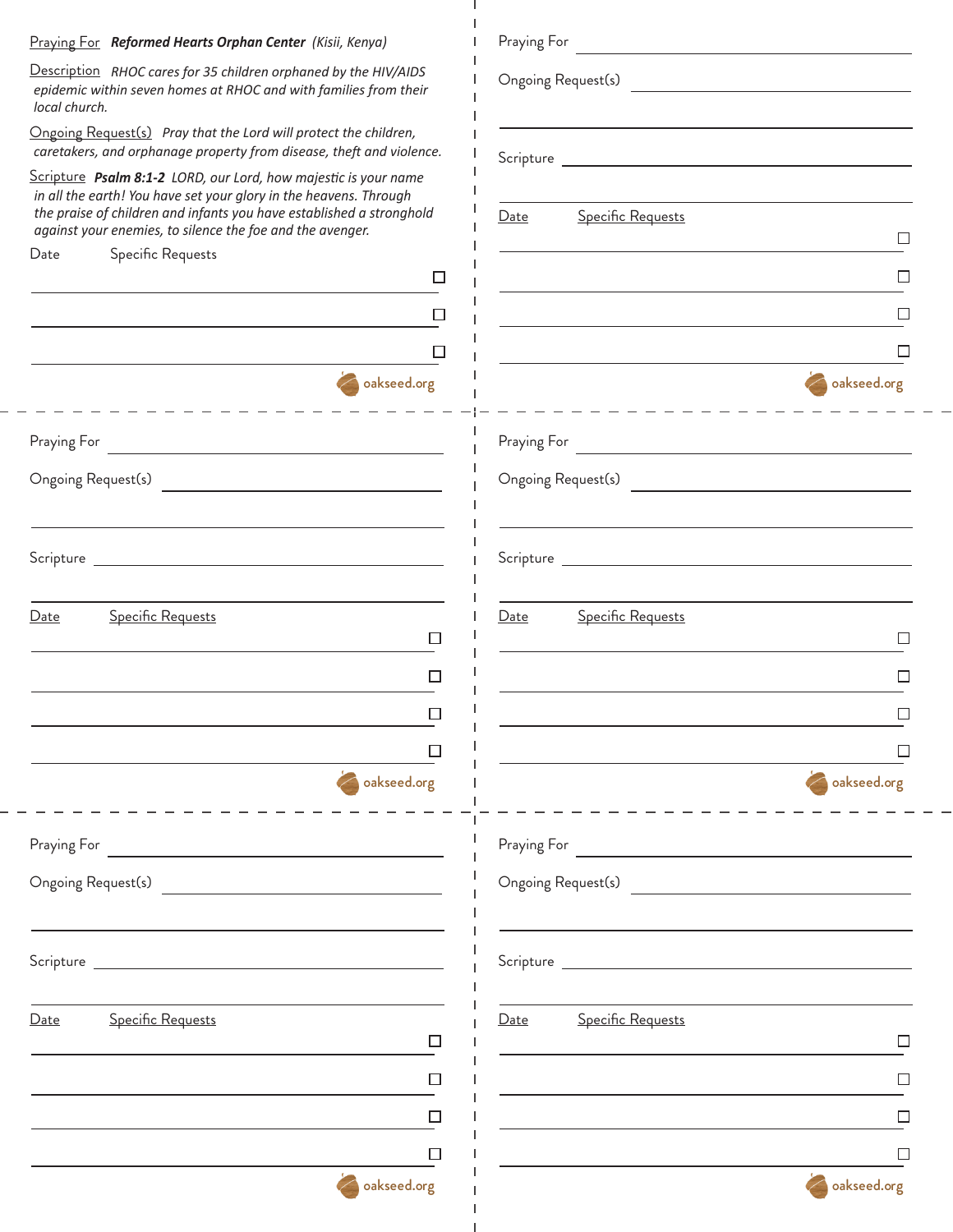Praying For **Reformed Hearts Orphan Center** *(Kisii, Kenya)*

Description *RHOC cares for 35 children orphaned by the HIV/AIDS epidemic within seven homes at RHOC and with families from their local church.*

Ongoing Request(s) *Pray that the Lord will protect the children, caretakers, and orphanage property from disease, theft and violence.*

Scripture ***Psalm 8:1-2*** *LORD, our Lord, how majestic is your name in all the earth! You have set your glory in the heavens. Through the praise of children and infants you have established a stronghold against your enemies, to silence the foe and the avenger.*

Date Specific Requests

- [ ] 
- [ ] 
- [ ] 

oakseed.org

---

Praying For

Ongoing Request(s)

Scripture

Date Specific Requests

- [ ] 
- [ ] 
- [ ] 
- [ ] 

oakseed.org

---

Praying For

Ongoing Request(s)

Scripture

Date Specific Requests

- [ ] 
- [ ] 
- [ ] 
- [ ] 

oakseed.org

---

Praying For

Ongoing Request(s)

Scripture

Date Specific Requests

- [ ] 
- [ ] 
- [ ] 
- [ ] 

oakseed.org

---

Praying For

Ongoing Request(s)

Scripture

Date Specific Requests

- [ ] 
- [ ] 
- [ ] 
- [ ] 

oakseed.org

---

Praying For

Ongoing Request(s)

Scripture

Date Specific Requests

- [ ] 
- [ ] 
- [ ] 
- [ ] 

oakseed.org